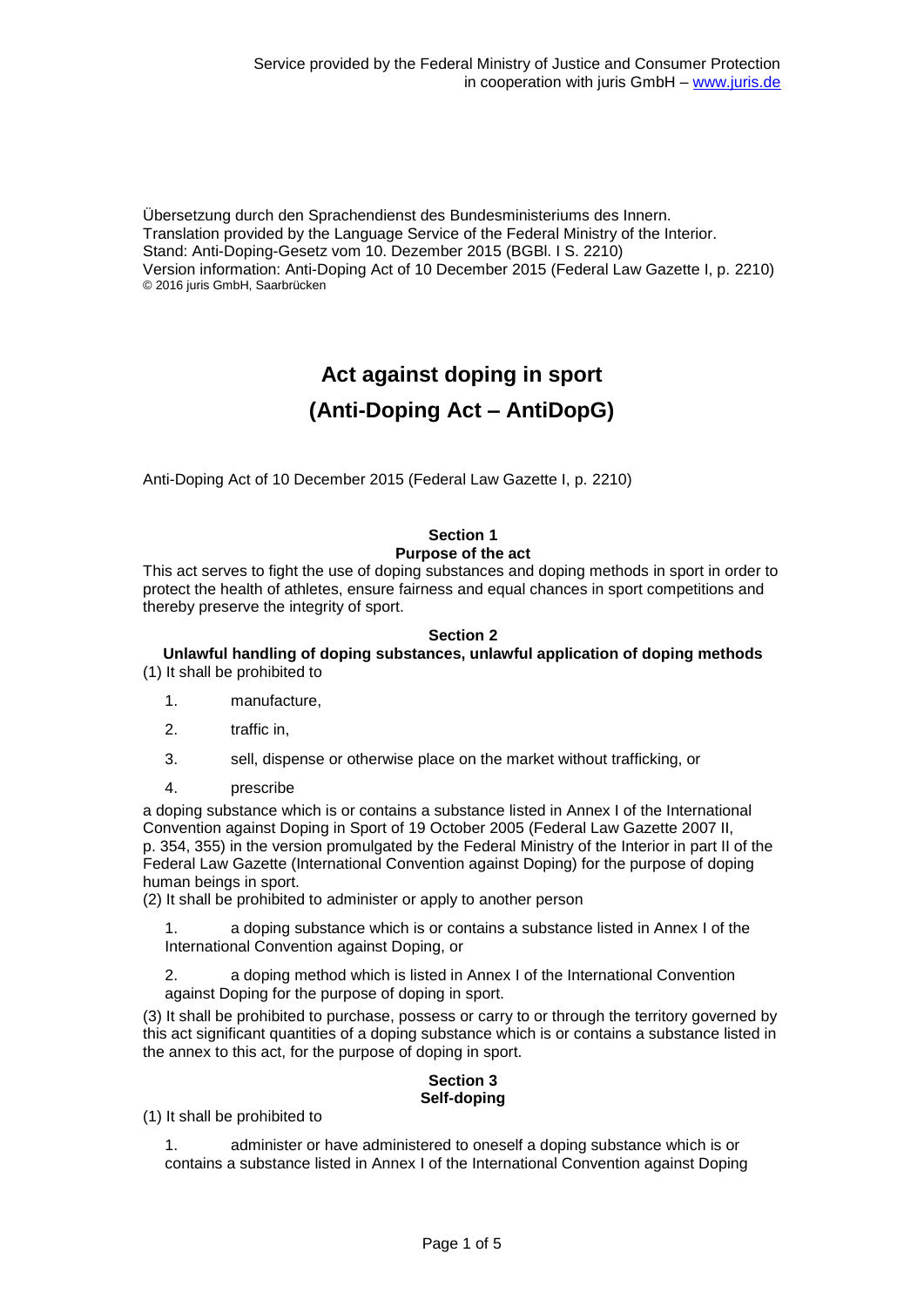Übersetzung durch den Sprachendienst des Bundesministeriums des Innern.
Translation provided by the Language Service of the Federal Ministry of the Interior.
Stand: Anti-Doping-Gesetz vom 10. Dezember 2015 (BGBl. I S. 2210)
Version information: Anti-Doping Act of 10 December 2015 (Federal Law Gazette I, p. 2210)
© 2016 juris GmbH, Saarbrücken

# Act against doping in sport

# (Anti-Doping Act – AntiDopG)

Anti-Doping Act of 10 December 2015 (Federal Law Gazette I, p. 2210)

## Section 1
## Purpose of the act

This act serves to fight the use of doping substances and doping methods in sport in order to protect the health of athletes, ensure fairness and equal chances in sport competitions and thereby preserve the integrity of sport.

## Section 2
## Unlawful handling of doping substances, unlawful application of doping methods

(1) It shall be prohibited to

1. manufacture,
2. traffic in,
3. sell, dispense or otherwise place on the market without trafficking, or
4. prescribe

a doping substance which is or contains a substance listed in Annex I of the International Convention against Doping in Sport of 19 October 2005 (Federal Law Gazette 2007 II, p. 354, 355) in the version promulgated by the Federal Ministry of the Interior in part II of the Federal Law Gazette (International Convention against Doping) for the purpose of doping human beings in sport.

(2) It shall be prohibited to administer or apply to another person

1. a doping substance which is or contains a substance listed in Annex I of the International Convention against Doping, or
2. a doping method which is listed in Annex I of the International Convention against Doping for the purpose of doping in sport.

(3) It shall be prohibited to purchase, possess or carry to or through the territory governed by this act significant quantities of a doping substance which is or contains a substance listed in the annex to this act, for the purpose of doping in sport.

## Section 3
## Self-doping

(1) It shall be prohibited to

1. administer or have administered to oneself a doping substance which is or contains a substance listed in Annex I of the International Convention against Doping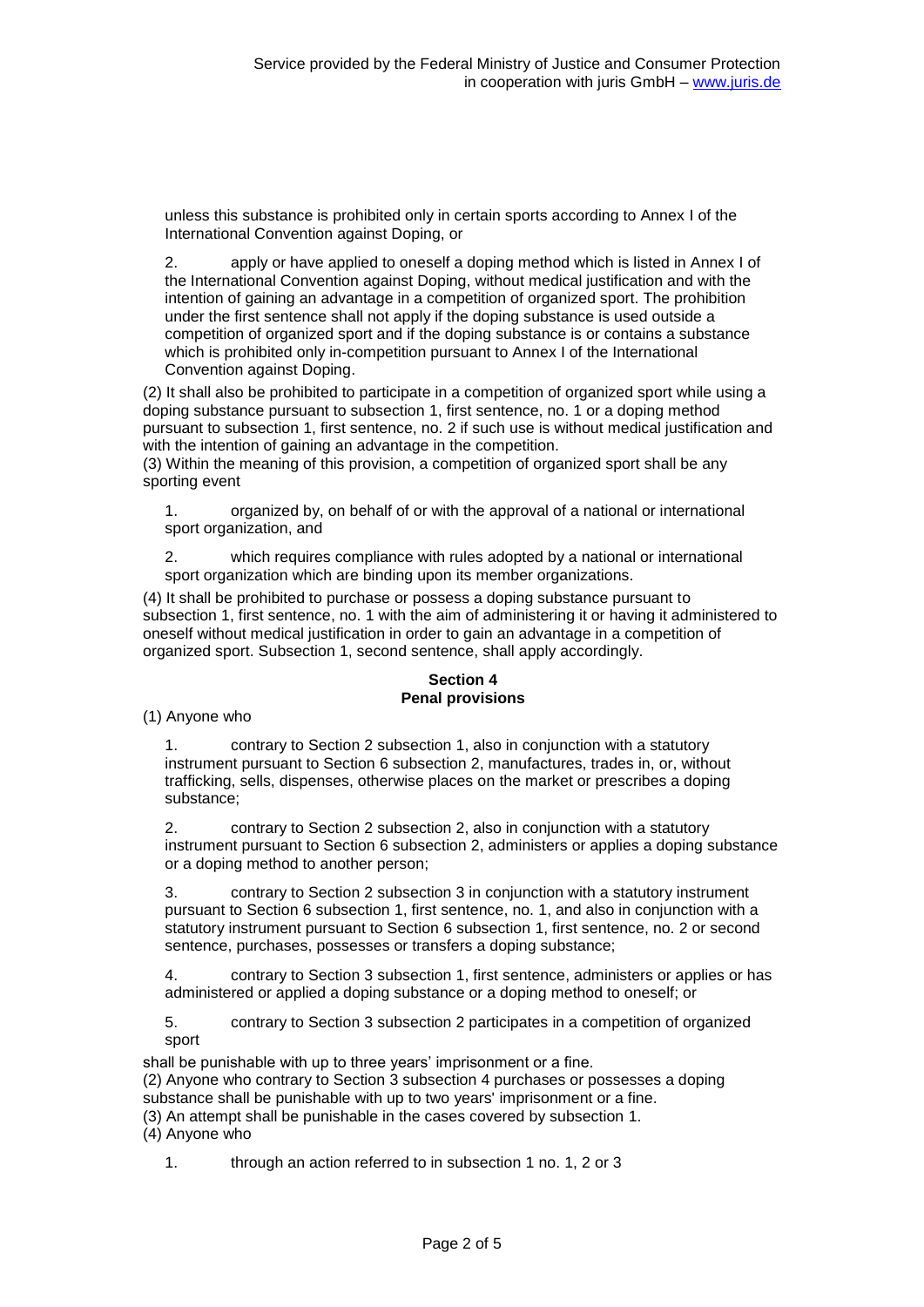unless this substance is prohibited only in certain sports according to Annex I of the International Convention against Doping, or

2. apply or have applied to oneself a doping method which is listed in Annex I of the International Convention against Doping, without medical justification and with the intention of gaining an advantage in a competition of organized sport. The prohibition under the first sentence shall not apply if the doping substance is used outside a competition of organized sport and if the doping substance is or contains a substance which is prohibited only in-competition pursuant to Annex I of the International Convention against Doping.

(2) It shall also be prohibited to participate in a competition of organized sport while using a doping substance pursuant to subsection 1, first sentence, no. 1 or a doping method pursuant to subsection 1, first sentence, no. 2 if such use is without medical justification and with the intention of gaining an advantage in the competition.

(3) Within the meaning of this provision, a competition of organized sport shall be any sporting event

1. organized by, on behalf of or with the approval of a national or international sport organization, and

2. which requires compliance with rules adopted by a national or international sport organization which are binding upon its member organizations.

(4) It shall be prohibited to purchase or possess a doping substance pursuant to subsection 1, first sentence, no. 1 with the aim of administering it or having it administered to oneself without medical justification in order to gain an advantage in a competition of organized sport. Subsection 1, second sentence, shall apply accordingly.

## Section 4
## Penal provisions

(1) Anyone who

1. contrary to Section 2 subsection 1, also in conjunction with a statutory instrument pursuant to Section 6 subsection 2, manufactures, trades in, or, without trafficking, sells, dispenses, otherwise places on the market or prescribes a doping substance;

2. contrary to Section 2 subsection 2, also in conjunction with a statutory instrument pursuant to Section 6 subsection 2, administers or applies a doping substance or a doping method to another person;

3. contrary to Section 2 subsection 3 in conjunction with a statutory instrument pursuant to Section 6 subsection 1, first sentence, no. 1, and also in conjunction with a statutory instrument pursuant to Section 6 subsection 1, first sentence, no. 2 or second sentence, purchases, possesses or transfers a doping substance;

4. contrary to Section 3 subsection 1, first sentence, administers or applies or has administered or applied a doping substance or a doping method to oneself; or

5. contrary to Section 3 subsection 2 participates in a competition of organized sport

shall be punishable with up to three years' imprisonment or a fine.

(2) Anyone who contrary to Section 3 subsection 4 purchases or possesses a doping substance shall be punishable with up to two years' imprisonment or a fine.

(3) An attempt shall be punishable in the cases covered by subsection 1.

(4) Anyone who

1. through an action referred to in subsection 1 no. 1, 2 or 3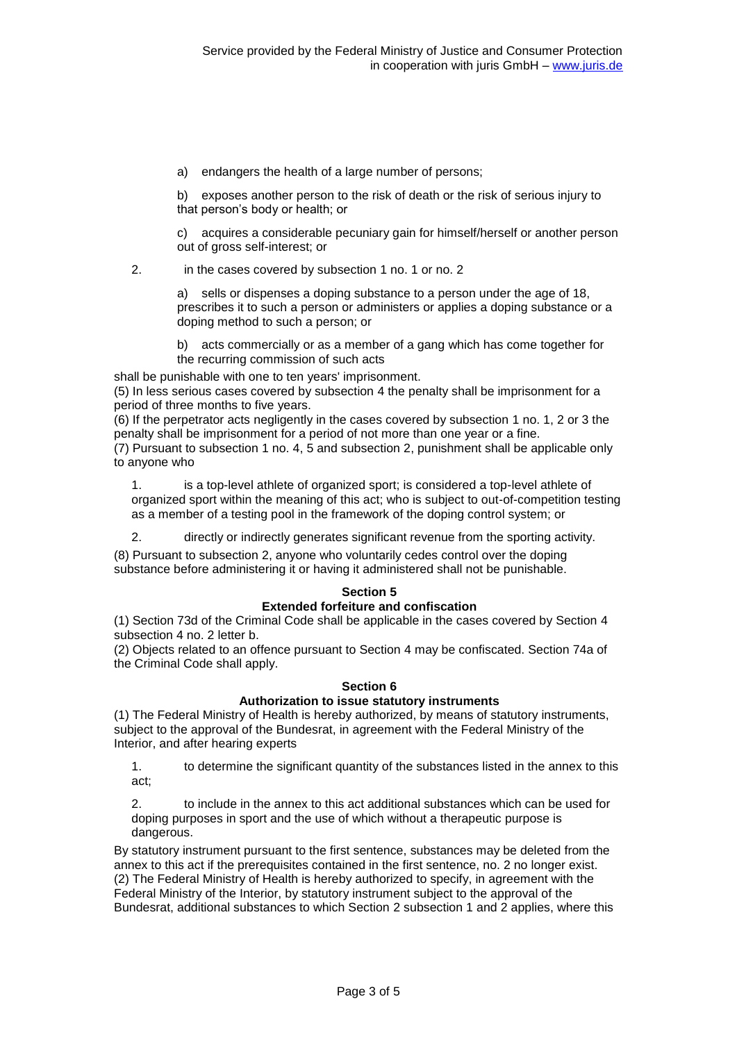a) endangers the health of a large number of persons;

b) exposes another person to the risk of death or the risk of serious injury to that person's body or health; or

c) acquires a considerable pecuniary gain for himself/herself or another person out of gross self-interest; or

2. in the cases covered by subsection 1 no. 1 or no. 2

a) sells or dispenses a doping substance to a person under the age of 18, prescribes it to such a person or administers or applies a doping substance or a doping method to such a person; or

b) acts commercially or as a member of a gang which has come together for the recurring commission of such acts

shall be punishable with one to ten years' imprisonment.

(5) In less serious cases covered by subsection 4 the penalty shall be imprisonment for a period of three months to five years.

(6) If the perpetrator acts negligently in the cases covered by subsection 1 no. 1, 2 or 3 the penalty shall be imprisonment for a period of not more than one year or a fine.

(7) Pursuant to subsection 1 no. 4, 5 and subsection 2, punishment shall be applicable only to anyone who

1. is a top-level athlete of organized sport; is considered a top-level athlete of organized sport within the meaning of this act; who is subject to out-of-competition testing as a member of a testing pool in the framework of the doping control system; or

2. directly or indirectly generates significant revenue from the sporting activity.

(8) Pursuant to subsection 2, anyone who voluntarily cedes control over the doping substance before administering it or having it administered shall not be punishable.

## Section 5
### Extended forfeiture and confiscation

(1) Section 73d of the Criminal Code shall be applicable in the cases covered by Section 4 subsection 4 no. 2 letter b.

(2) Objects related to an offence pursuant to Section 4 may be confiscated. Section 74a of the Criminal Code shall apply.

## Section 6
### Authorization to issue statutory instruments

(1) The Federal Ministry of Health is hereby authorized, by means of statutory instruments, subject to the approval of the Bundesrat, in agreement with the Federal Ministry of the Interior, and after hearing experts

1. to determine the significant quantity of the substances listed in the annex to this act;

2. to include in the annex to this act additional substances which can be used for doping purposes in sport and the use of which without a therapeutic purpose is dangerous.

By statutory instrument pursuant to the first sentence, substances may be deleted from the annex to this act if the prerequisites contained in the first sentence, no. 2 no longer exist.

(2) The Federal Ministry of Health is hereby authorized to specify, in agreement with the Federal Ministry of the Interior, by statutory instrument subject to the approval of the Bundesrat, additional substances to which Section 2 subsection 1 and 2 applies, where this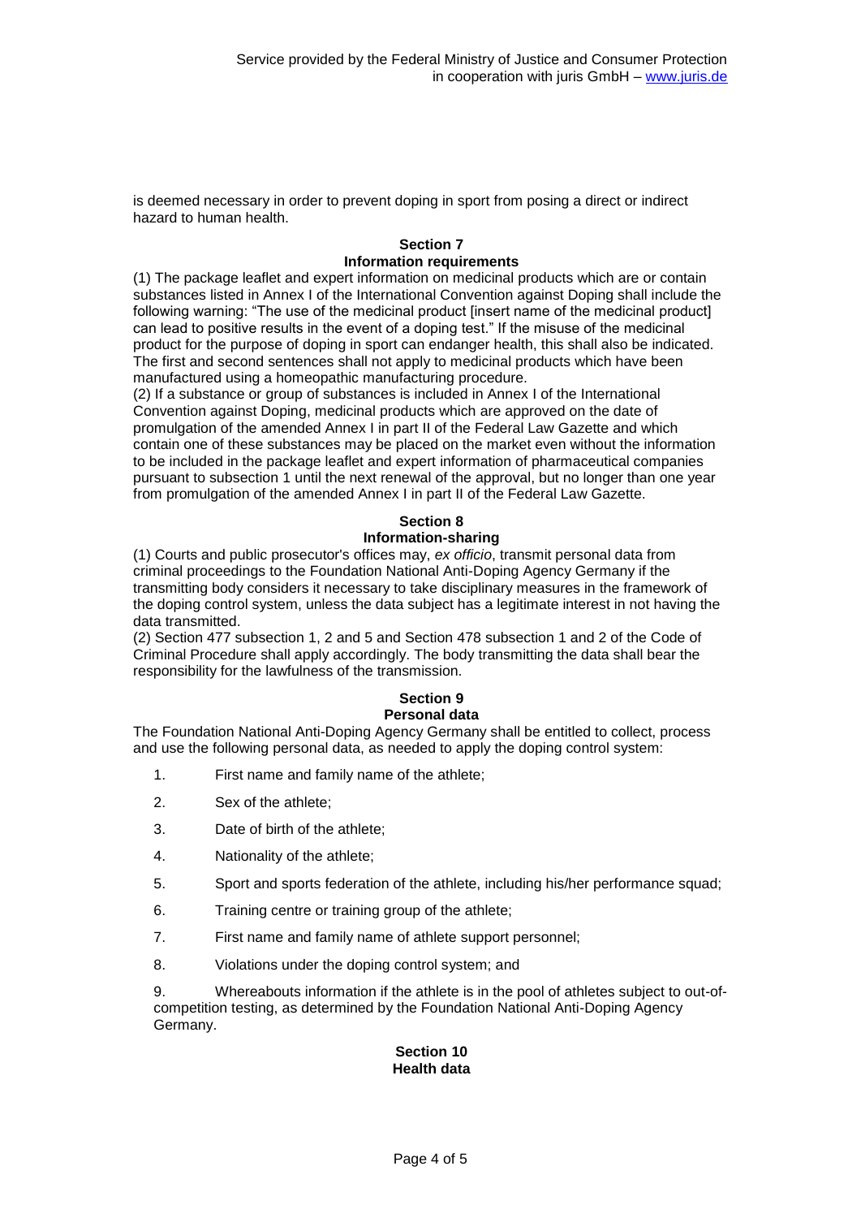is deemed necessary in order to prevent doping in sport from posing a direct or indirect hazard to human health.

**Section 7**
**Information requirements**

(1) The package leaflet and expert information on medicinal products which are or contain substances listed in Annex I of the International Convention against Doping shall include the following warning: “The use of the medicinal product [insert name of the medicinal product] can lead to positive results in the event of a doping test.” If the misuse of the medicinal product for the purpose of doping in sport can endanger health, this shall also be indicated. The first and second sentences shall not apply to medicinal products which have been manufactured using a homeopathic manufacturing procedure.

(2) If a substance or group of substances is included in Annex I of the International Convention against Doping, medicinal products which are approved on the date of promulgation of the amended Annex I in part II of the Federal Law Gazette and which contain one of these substances may be placed on the market even without the information to be included in the package leaflet and expert information of pharmaceutical companies pursuant to subsection 1 until the next renewal of the approval, but no longer than one year from promulgation of the amended Annex I in part II of the Federal Law Gazette.

**Section 8**
**Information-sharing**

(1) Courts and public prosecutor's offices may, *ex officio*, transmit personal data from criminal proceedings to the Foundation National Anti-Doping Agency Germany if the transmitting body considers it necessary to take disciplinary measures in the framework of the doping control system, unless the data subject has a legitimate interest in not having the data transmitted.

(2) Section 477 subsection 1, 2 and 5 and Section 478 subsection 1 and 2 of the Code of Criminal Procedure shall apply accordingly. The body transmitting the data shall bear the responsibility for the lawfulness of the transmission.

**Section 9**
**Personal data**

The Foundation National Anti-Doping Agency Germany shall be entitled to collect, process and use the following personal data, as needed to apply the doping control system:

1. First name and family name of the athlete;
2. Sex of the athlete;
3. Date of birth of the athlete;
4. Nationality of the athlete;
5. Sport and sports federation of the athlete, including his/her performance squad;
6. Training centre or training group of the athlete;
7. First name and family name of athlete support personnel;
8. Violations under the doping control system; and
9. Whereabouts information if the athlete is in the pool of athletes subject to out-of-competition testing, as determined by the Foundation National Anti-Doping Agency Germany.

**Section 10**
**Health data**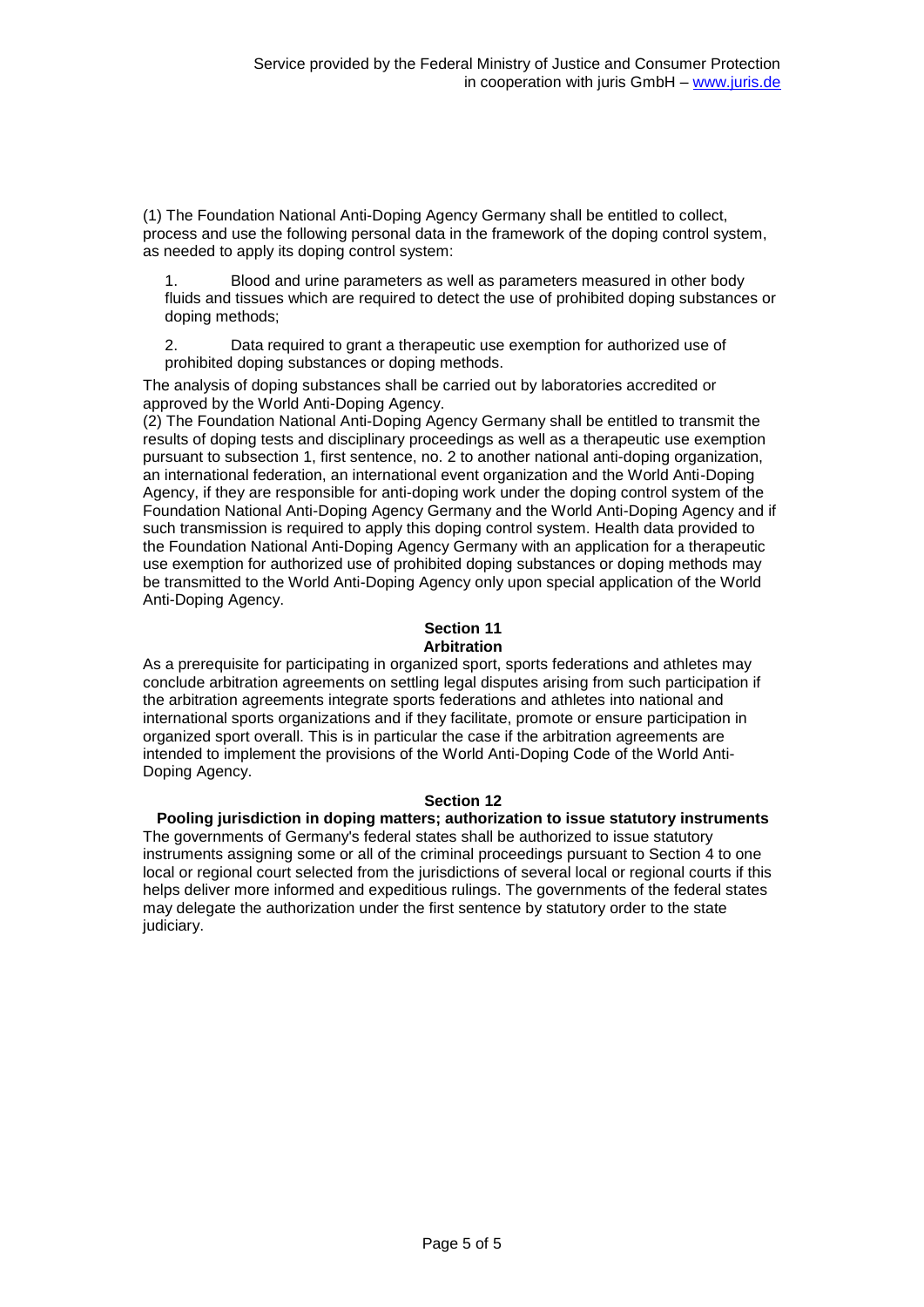(1) The Foundation National Anti-Doping Agency Germany shall be entitled to collect, process and use the following personal data in the framework of the doping control system, as needed to apply its doping control system:

1. Blood and urine parameters as well as parameters measured in other body fluids and tissues which are required to detect the use of prohibited doping substances or doping methods;

2. Data required to grant a therapeutic use exemption for authorized use of prohibited doping substances or doping methods.

The analysis of doping substances shall be carried out by laboratories accredited or approved by the World Anti-Doping Agency.

(2) The Foundation National Anti-Doping Agency Germany shall be entitled to transmit the results of doping tests and disciplinary proceedings as well as a therapeutic use exemption pursuant to subsection 1, first sentence, no. 2 to another national anti-doping organization, an international federation, an international event organization and the World Anti-Doping Agency, if they are responsible for anti-doping work under the doping control system of the Foundation National Anti-Doping Agency Germany and the World Anti-Doping Agency and if such transmission is required to apply this doping control system. Health data provided to the Foundation National Anti-Doping Agency Germany with an application for a therapeutic use exemption for authorized use of prohibited doping substances or doping methods may be transmitted to the World Anti-Doping Agency only upon special application of the World Anti-Doping Agency.

## Section 11
## Arbitration

As a prerequisite for participating in organized sport, sports federations and athletes may conclude arbitration agreements on settling legal disputes arising from such participation if the arbitration agreements integrate sports federations and athletes into national and international sports organizations and if they facilitate, promote or ensure participation in organized sport overall. This is in particular the case if the arbitration agreements are intended to implement the provisions of the World Anti-Doping Code of the World Anti-Doping Agency.

## Section 12
## Pooling jurisdiction in doping matters; authorization to issue statutory instruments

The governments of Germany's federal states shall be authorized to issue statutory instruments assigning some or all of the criminal proceedings pursuant to Section 4 to one local or regional court selected from the jurisdictions of several local or regional courts if this helps deliver more informed and expeditious rulings. The governments of the federal states may delegate the authorization under the first sentence by statutory order to the state judiciary.